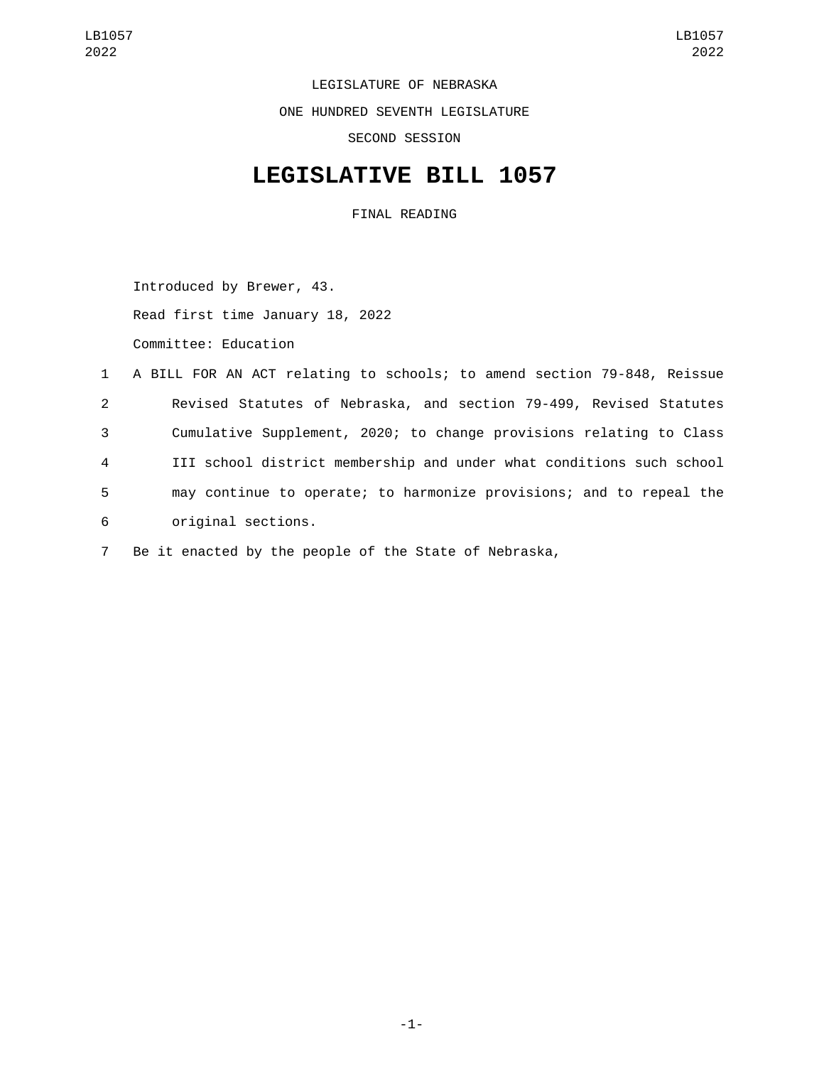LEGISLATURE OF NEBRASKA

ONE HUNDRED SEVENTH LEGISLATURE

SECOND SESSION

# LEGISLATIVE BILL 1057

FINAL READING

Introduced by Brewer, 43.

Read first time January 18, 2022

Committee: Education

A BILL FOR AN ACT relating to schools; to amend section 79-848, Reissue Revised Statutes of Nebraska, and section 79-499, Revised Statutes Cumulative Supplement, 2020; to change provisions relating to Class III school district membership and under what conditions such school may continue to operate; to harmonize provisions; and to repeal the original sections.

Be it enacted by the people of the State of Nebraska,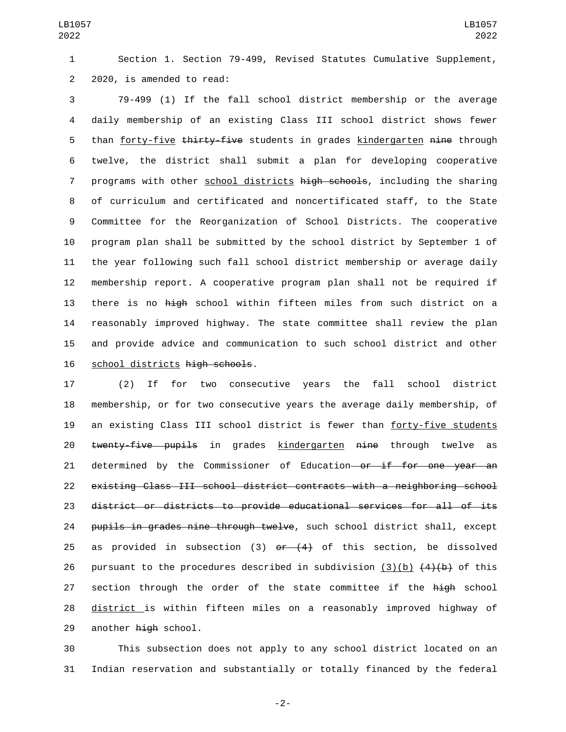Section 1. Section 79-499, Revised Statutes Cumulative Supplement, 2020, is amended to read:

79-499 (1) If the fall school district membership or the average daily membership of an existing Class III school district shows fewer than <u>forty-five</u> ~~thirty-five~~ students in grades <u>kindergarten</u> ~~nine~~ through twelve, the district shall submit a plan for developing cooperative programs with other <u>school districts</u> ~~high schools~~, including the sharing of curriculum and certificated and noncertificated staff, to the State Committee for the Reorganization of School Districts. The cooperative program plan shall be submitted by the school district by September 1 of the year following such fall school district membership or average daily membership report. A cooperative program plan shall not be required if there is no ~~high~~ school within fifteen miles from such district on a reasonably improved highway. The state committee shall review the plan and provide advice and communication to such school district and other <u>school districts</u> ~~high schools~~.

(2) If for two consecutive years the fall school district membership, or for two consecutive years the average daily membership, of an existing Class III school district is fewer than <u>forty-five students</u> ~~twenty-five pupils~~ in grades <u>kindergarten</u> ~~nine~~ through twelve as determined by the Commissioner of Education~~ or if for one year an existing Class III school district contracts with a neighboring school district or districts to provide educational services for all of its pupils in grades nine through twelve~~, such school district shall, except as provided in subsection (3) ~~or (4)~~ of this section, be dissolved pursuant to the procedures described in subdivision <u>(3)(b)</u> ~~(4)(b)~~ of this section through the order of the state committee if the ~~high~~ school <u>district </u>is within fifteen miles on a reasonably improved highway of another ~~high~~ school.

This subsection does not apply to any school district located on an Indian reservation and substantially or totally financed by the federal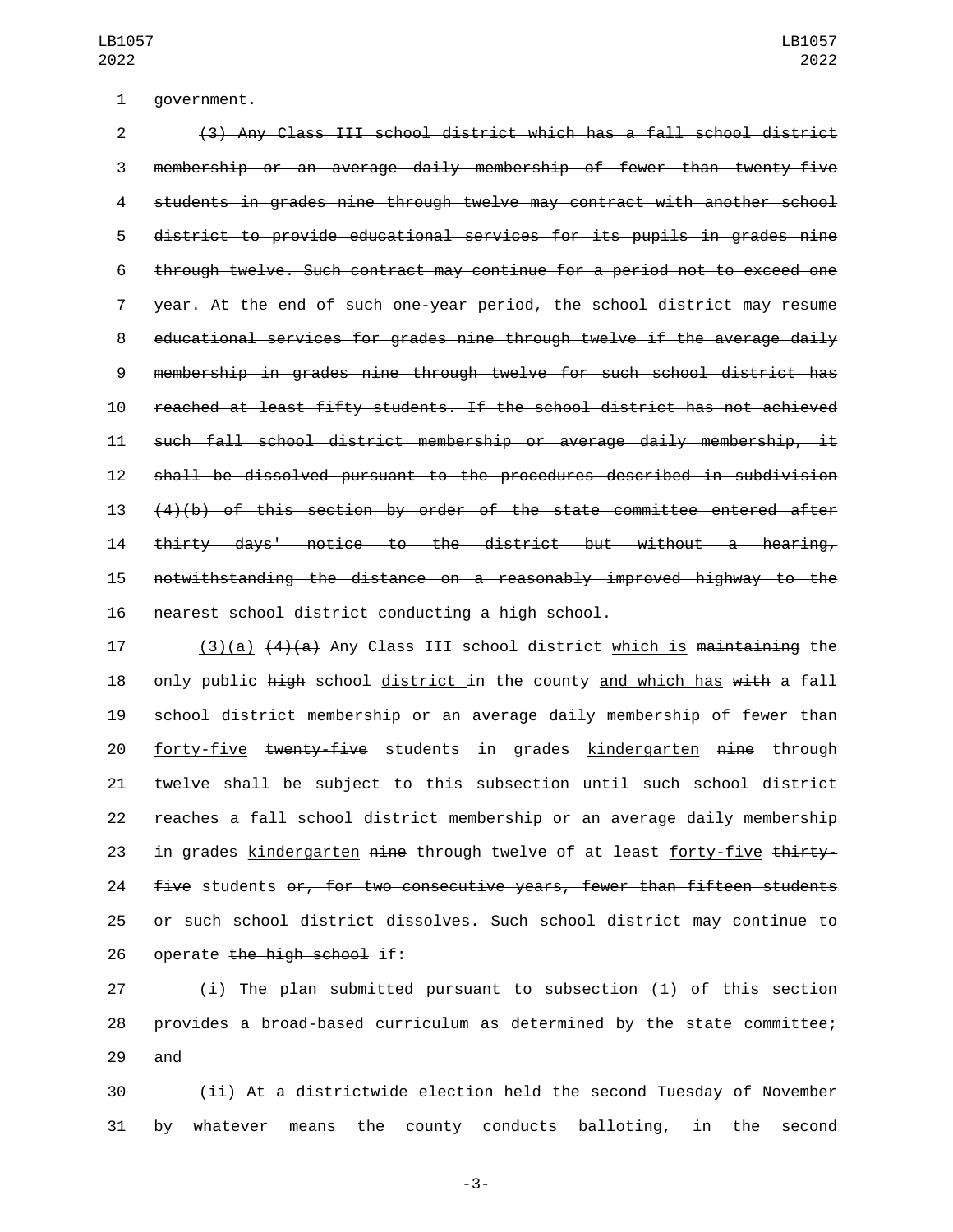government.

~~(3) Any Class III school district which has a fall school district membership or an average daily membership of fewer than twenty-five students in grades nine through twelve may contract with another school district to provide educational services for its pupils in grades nine through twelve. Such contract may continue for a period not to exceed one year. At the end of such one-year period, the school district may resume educational services for grades nine through twelve if the average daily membership in grades nine through twelve for such school district has reached at least fifty students. If the school district has not achieved such fall school district membership or average daily membership, it shall be dissolved pursuant to the procedures described in subdivision (4)(b) of this section by order of the state committee entered after thirty days' notice to the district but without a hearing, notwithstanding the distance on a reasonably improved highway to the nearest school district conducting a high school.~~

<u>(3)(a)</u> ~~(4)(a)~~ Any Class III school district <u>which is</u> ~~maintaining~~ the only public ~~high~~ school <u>district</u> in the county <u>and which has</u> ~~with~~ a fall school district membership or an average daily membership of fewer than <u>forty-five</u> ~~twenty-five~~ students in grades <u>kindergarten</u> ~~nine~~ through twelve shall be subject to this subsection until such school district reaches a fall school district membership or an average daily membership in grades <u>kindergarten</u> ~~nine~~ through twelve of at least <u>forty-five</u> ~~thirty-five~~ students ~~or, for two consecutive years, fewer than fifteen students~~ or such school district dissolves. Such school district may continue to operate ~~the high school~~ if:

(i) The plan submitted pursuant to subsection (1) of this section provides a broad-based curriculum as determined by the state committee; and

(ii) At a districtwide election held the second Tuesday of November by whatever means the county conducts balloting, in the second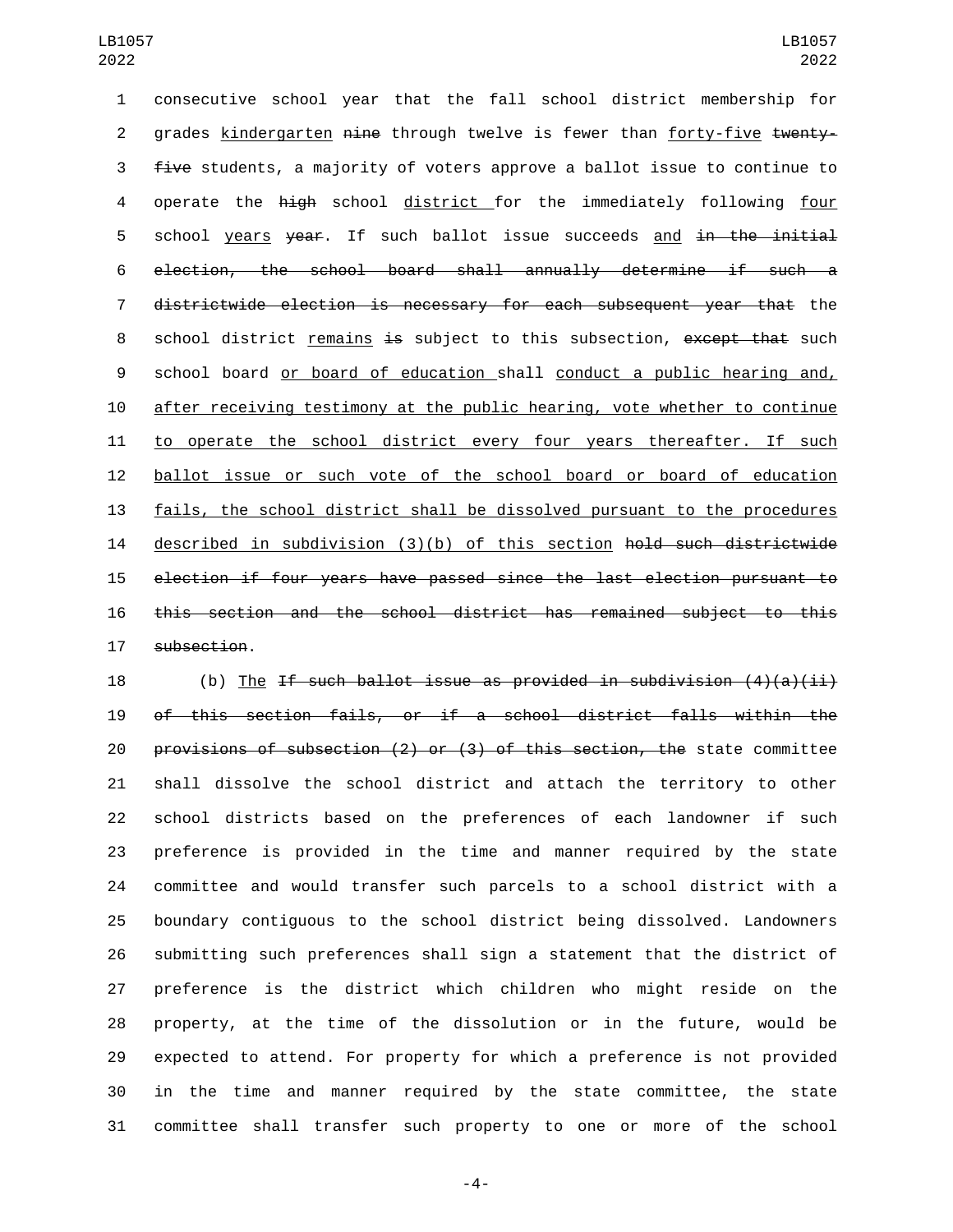consecutive school year that the fall school district membership for grades kindergarten ~~nine~~ through twelve is fewer than forty-five ~~twenty-five~~ students, a majority of voters approve a ballot issue to continue to operate the ~~high~~ school district for the immediately following four school years ~~year~~. If such ballot issue succeeds and ~~in the initial election, the school board shall annually determine if such a districtwide election is necessary for each subsequent year that~~ the school district remains ~~is~~ subject to this subsection, ~~except that~~ such school board or board of education shall conduct a public hearing and, after receiving testimony at the public hearing, vote whether to continue to operate the school district every four years thereafter. If such ballot issue or such vote of the school board or board of education fails, the school district shall be dissolved pursuant to the procedures described in subdivision (3)(b) of this section ~~hold such districtwide election if four years have passed since the last election pursuant to this section and the school district has remained subject to this subsection~~.

(b) The ~~If such ballot issue as provided in subdivision (4)(a)(ii) of this section fails, or if a school district falls within the provisions of subsection (2) or (3) of this section, the~~ state committee shall dissolve the school district and attach the territory to other school districts based on the preferences of each landowner if such preference is provided in the time and manner required by the state committee and would transfer such parcels to a school district with a boundary contiguous to the school district being dissolved. Landowners submitting such preferences shall sign a statement that the district of preference is the district which children who might reside on the property, at the time of the dissolution or in the future, would be expected to attend. For property for which a preference is not provided in the time and manner required by the state committee, the state committee shall transfer such property to one or more of the school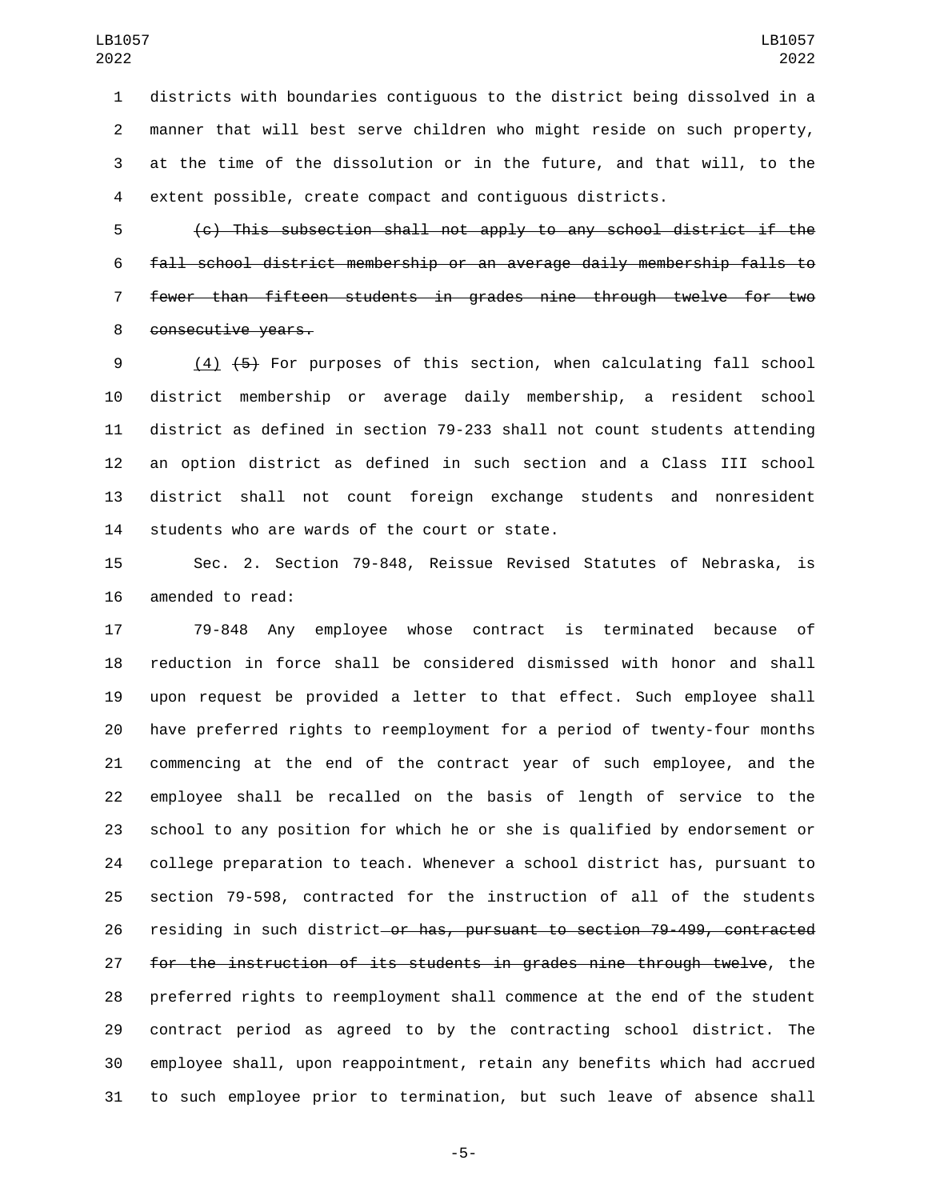districts with boundaries contiguous to the district being dissolved in a manner that will best serve children who might reside on such property, at the time of the dissolution or in the future, and that will, to the extent possible, create compact and contiguous districts.

~~(c) This subsection shall not apply to any school district if the fall school district membership or an average daily membership falls to fewer than fifteen students in grades nine through twelve for two consecutive years.~~

(4) ~~(5)~~ For purposes of this section, when calculating fall school district membership or average daily membership, a resident school district as defined in section 79-233 shall not count students attending an option district as defined in such section and a Class III school district shall not count foreign exchange students and nonresident students who are wards of the court or state.

Sec. 2. Section 79-848, Reissue Revised Statutes of Nebraska, is amended to read:

79-848 Any employee whose contract is terminated because of reduction in force shall be considered dismissed with honor and shall upon request be provided a letter to that effect. Such employee shall have preferred rights to reemployment for a period of twenty-four months commencing at the end of the contract year of such employee, and the employee shall be recalled on the basis of length of service to the school to any position for which he or she is qualified by endorsement or college preparation to teach. Whenever a school district has, pursuant to section 79-598, contracted for the instruction of all of the students residing in such district ~~or has, pursuant to section 79-499, contracted for the instruction of its students in grades nine through twelve~~, the preferred rights to reemployment shall commence at the end of the student contract period as agreed to by the contracting school district. The employee shall, upon reappointment, retain any benefits which had accrued to such employee prior to termination, but such leave of absence shall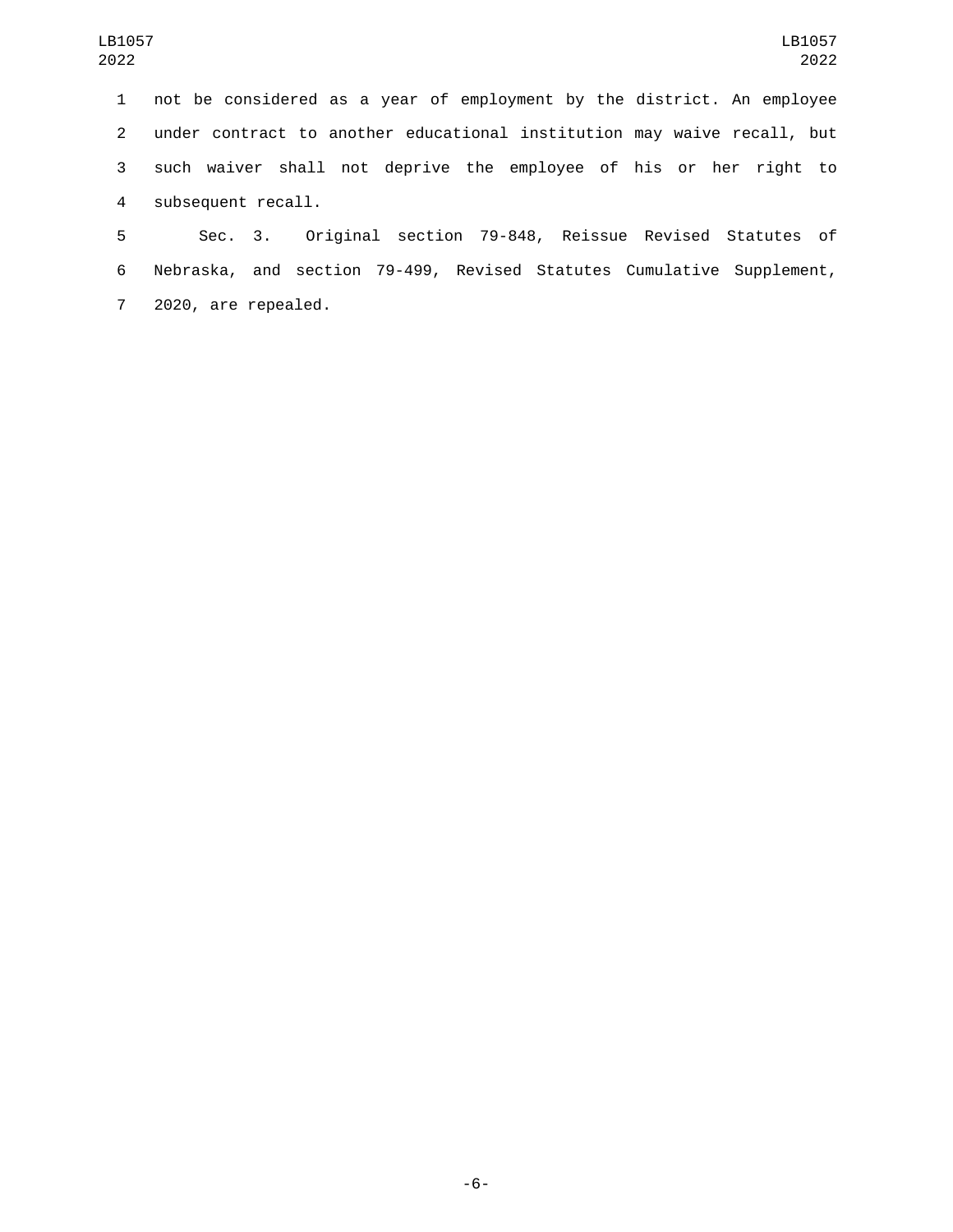not be considered as a year of employment by the district. An employee under contract to another educational institution may waive recall, but such waiver shall not deprive the employee of his or her right to subsequent recall.

Sec. 3. Original section 79-848, Reissue Revised Statutes of Nebraska, and section 79-499, Revised Statutes Cumulative Supplement, 2020, are repealed.